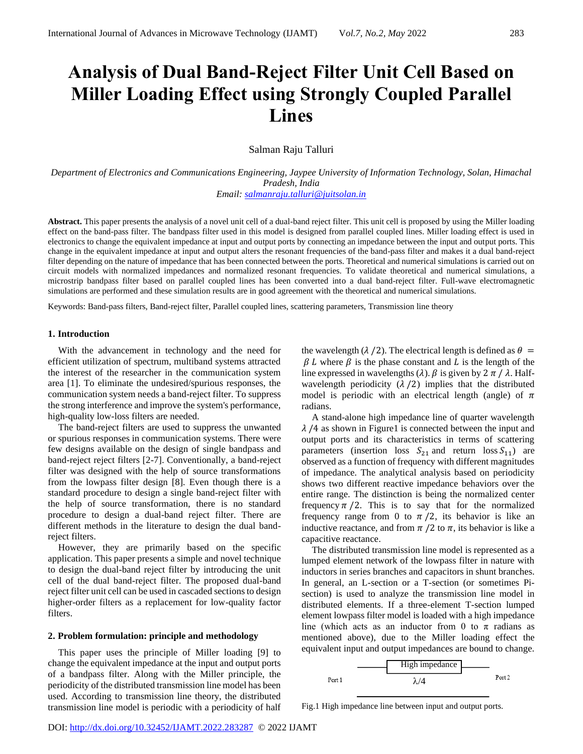# Analysis of Dual Band-Reject Filter Unit Cell Based on Miller Loading Effect using Strongly Coupled Parallel Lines

Salman Raju Talluri

*Department of Electronics and Communications Engineering, Jaypee University of Information Technology, Solan, Himachal Pradesh, India*
*Email: salmanraju.talluri@juitsolan.in*

**Abstract.** This paper presents the analysis of a novel unit cell of a dual-band reject filter. This unit cell is proposed by using the Miller loading effect on the band-pass filter. The bandpass filter used in this model is designed from parallel coupled lines. Miller loading effect is used in electronics to change the equivalent impedance at input and output ports by connecting an impedance between the input and output ports. This change in the equivalent impedance at input and output alters the resonant frequencies of the band-pass filter and makes it a dual band-reject filter depending on the nature of impedance that has been connected between the ports. Theoretical and numerical simulations is carried out on circuit models with normalized impedances and normalized resonant frequencies. To validate theoretical and numerical simulations, a microstrip bandpass filter based on parallel coupled lines has been converted into a dual band-reject filter. Full-wave electromagnetic simulations are performed and these simulation results are in good agreement with the theoretical and numerical simulations.

Keywords: Band-pass filters, Band-reject filter, Parallel coupled lines, scattering parameters, Transmission line theory

### 1. Introduction

With the advancement in technology and the need for efficient utilization of spectrum, multiband systems attracted the interest of the researcher in the communication system area [1]. To eliminate the undesired/spurious responses, the communication system needs a band-reject filter. To suppress the strong interference and improve the system's performance, high-quality low-loss filters are needed.

The band-reject filters are used to suppress the unwanted or spurious responses in communication systems. There were few designs available on the design of single bandpass and band-reject reject filters [2-7]. Conventionally, a band-reject filter was designed with the help of source transformations from the lowpass filter design [8]. Even though there is a standard procedure to design a single band-reject filter with the help of source transformation, there is no standard procedure to design a dual-band reject filter. There are different methods in the literature to design the dual band-reject filters.

However, they are primarily based on the specific application. This paper presents a simple and novel technique to design the dual-band reject filter by introducing the unit cell of the dual band-reject filter. The proposed dual-band reject filter unit cell can be used in cascaded sections to design higher-order filters as a replacement for low-quality factor filters.

### 2. Problem formulation: principle and methodology

This paper uses the principle of Miller loading [9] to change the equivalent impedance at the input and output ports of a bandpass filter. Along with the Miller principle, the periodicity of the distributed transmission line model has been used. According to transmission line theory, the distributed transmission line model is periodic with a periodicity of half the wavelength ($\lambda/2$). The electrical length is defined as $\theta = \beta L$ where $\beta$ is the phase constant and $L$ is the length of the line expressed in wavelengths ($\lambda$). $\beta$ is given by $2\pi/\lambda$. Half-wavelength periodicity ($\lambda/2$) implies that the distributed model is periodic with an electrical length (angle) of $\pi$ radians.

A stand-alone high impedance line of quarter wavelength $\lambda/4$ as shown in Figure1 is connected between the input and output ports and its characteristics in terms of scattering parameters (insertion loss $S_{21}$ and return loss $S_{11}$) are observed as a function of frequency with different magnitudes of impedance. The analytical analysis based on periodicity shows two different reactive impedance behaviors over the entire range. The distinction is being the normalized center frequency $\pi/2$. This is to say that for the normalized frequency range from 0 to $\pi/2$, its behavior is like an inductive reactance, and from $\pi/2$ to $\pi$, its behavior is like a capacitive reactance.

The distributed transmission line model is represented as a lumped element network of the lowpass filter in nature with inductors in series branches and capacitors in shunt branches. In general, an L-section or a T-section (or sometimes Pi-section) is used to analyze the transmission line model in distributed elements. If a three-element T-section lumped element lowpass filter model is loaded with a high impedance line (which acts as an inductor from 0 to $\pi$ radians as mentioned above), due to the Miller loading effect the equivalent input and output impedances are bound to change.

High impedance $\lambda/4$ Port 1 Port 2

Fig.1 High impedance line between input and output ports.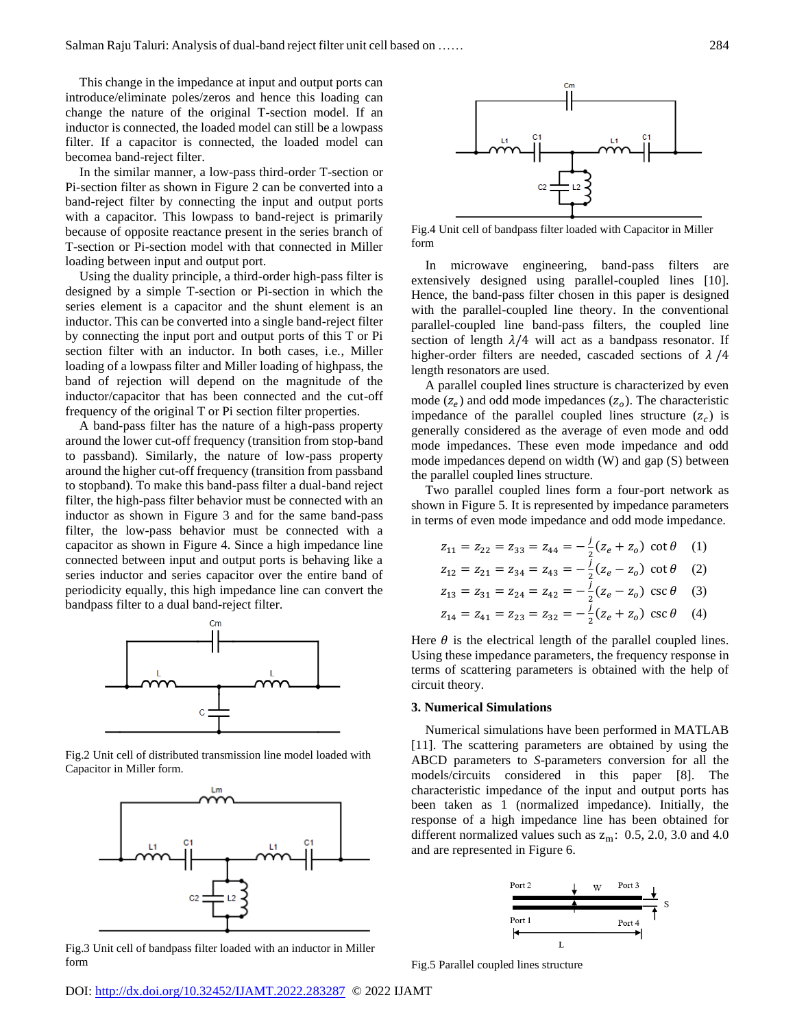This change in the impedance at input and output ports can introduce/eliminate poles/zeros and hence this loading can change the nature of the original T-section model. If an inductor is connected, the loaded model can still be a lowpass filter. If a capacitor is connected, the loaded model can becomea band-reject filter.

In the similar manner, a low-pass third-order T-section or Pi-section filter as shown in Figure 2 can be converted into a band-reject filter by connecting the input and output ports with a capacitor. This lowpass to band-reject is primarily because of opposite reactance present in the series branch of T-section or Pi-section model with that connected in Miller loading between input and output port.

Using the duality principle, a third-order high-pass filter is designed by a simple T-section or Pi-section in which the series element is a capacitor and the shunt element is an inductor. This can be converted into a single band-reject filter by connecting the input port and output ports of this T or Pi section filter with an inductor. In both cases, i.e., Miller loading of a lowpass filter and Miller loading of highpass, the band of rejection will depend on the magnitude of the inductor/capacitor that has been connected and the cut-off frequency of the original T or Pi section filter properties.

A band-pass filter has the nature of a high-pass property around the lower cut-off frequency (transition from stop-band to passband). Similarly, the nature of low-pass property around the higher cut-off frequency (transition from passband to stopband). To make this band-pass filter a dual-band reject filter, the high-pass filter behavior must be connected with an inductor as shown in Figure 3 and for the same band-pass filter, the low-pass behavior must be connected with a capacitor as shown in Figure 4. Since a high impedance line connected between input and output ports is behaving like a series inductor and series capacitor over the entire band of periodicity equally, this high impedance line can convert the bandpass filter to a dual band-reject filter.

Fig.2 Unit cell of distributed transmission line model loaded with Capacitor in Miller form.

Fig.3 Unit cell of bandpass filter loaded with an inductor in Miller form

Fig.4 Unit cell of bandpass filter loaded with Capacitor in Miller form

In microwave engineering, band-pass filters are extensively designed using parallel-coupled lines [10]. Hence, the band-pass filter chosen in this paper is designed with the parallel-coupled line theory. In the conventional parallel-coupled line band-pass filters, the coupled line section of length $\lambda/4$ will act as a bandpass resonator. If higher-order filters are needed, cascaded sections of $\lambda/4$ length resonators are used.

A parallel coupled lines structure is characterized by even mode ($z_e$) and odd mode impedances ($z_o$). The characteristic impedance of the parallel coupled lines structure ($z_c$) is generally considered as the average of even mode and odd mode impedances. These even mode and odd mode impedances depend on width (W) and gap (S) between the parallel coupled lines structure.

Two parallel coupled lines form a four-port network as shown in Figure 5. It is represented by impedance parameters in terms of even mode impedance and odd mode impedance.

$$z_{11} = z_{22} = z_{33} = z_{44} = -\frac{j}{2}(z_e + z_o)\ \cot\theta \quad (1)$$

$$z_{12} = z_{21} = z_{34} = z_{43} = -\frac{j}{2}(z_e - z_o)\ \cot\theta \quad (2)$$

$$z_{13} = z_{31} = z_{24} = z_{42} = -\frac{j}{2}(z_e - z_o)\ \csc\theta \quad (3)$$

$$z_{14} = z_{41} = z_{23} = z_{32} = -\frac{j}{2}(z_e + z_o)\ \csc\theta \quad (4)$$

Here $\theta$ is the electrical length of the parallel coupled lines. Using these impedance parameters, the frequency response in terms of scattering parameters is obtained with the help of circuit theory.

### 3. Numerical Simulations

Numerical simulations have been performed in MATLAB [11]. The scattering parameters are obtained by using the ABCD parameters to *S*-parameters conversion for all the models/circuits considered in this paper [8]. The characteristic impedance of the input and output ports has been taken as 1 (normalized impedance). Initially, the response of a high impedance line has been obtained for different normalized values such as $z_m$: 0.5, 2.0, 3.0 and 4.0 and are represented in Figure 6.

Fig.5 Parallel coupled lines structure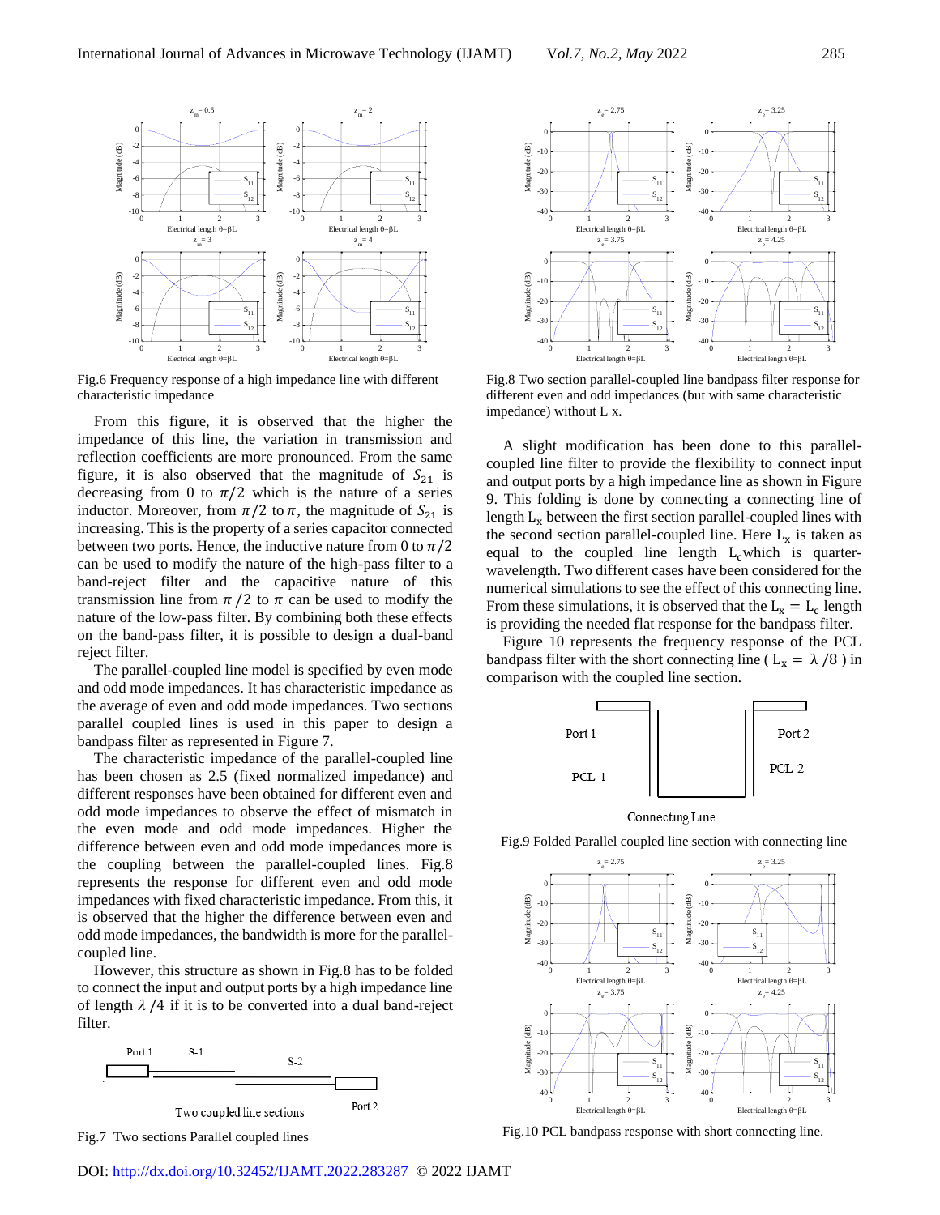Fig.6 Frequency response of a high impedance line with different characteristic impedance

From this figure, it is observed that the higher the impedance of this line, the variation in transmission and reflection coefficients are more pronounced. From the same figure, it is also observed that the magnitude of $S_{21}$ is decreasing from 0 to $\pi/2$ which is the nature of a series inductor. Moreover, from $\pi/2$ to $\pi$, the magnitude of $S_{21}$ is increasing. This is the property of a series capacitor connected between two ports. Hence, the inductive nature from 0 to $\pi/2$ can be used to modify the nature of the high-pass filter to a band-reject filter and the capacitive nature of this transmission line from $\pi/2$ to $\pi$ can be used to modify the nature of the low-pass filter. By combining both these effects on the band-pass filter, it is possible to design a dual-band reject filter.

The parallel-coupled line model is specified by even mode and odd mode impedances. It has characteristic impedance as the average of even and odd mode impedances. Two sections parallel coupled lines is used in this paper to design a bandpass filter as represented in Figure 7.

The characteristic impedance of the parallel-coupled line has been chosen as 2.5 (fixed normalized impedance) and different responses have been obtained for different even and odd mode impedances to observe the effect of mismatch in the even mode and odd mode impedances. Higher the difference between even and odd mode impedances more is the coupling between the parallel-coupled lines. Fig.8 represents the response for different even and odd mode impedances with fixed characteristic impedance. From this, it is observed that the higher the difference between even and odd mode impedances, the bandwidth is more for the parallel-coupled line.

However, this structure as shown in Fig.8 has to be folded to connect the input and output ports by a high impedance line of length $\lambda/4$ if it is to be converted into a dual band-reject filter.

Fig.7 Two sections Parallel coupled lines

Fig.8 Two section parallel-coupled line bandpass filter response for different even and odd impedances (but with same characteristic impedance) without L x.

A slight modification has been done to this parallel-coupled line filter to provide the flexibility to connect input and output ports by a high impedance line as shown in Figure 9. This folding is done by connecting a connecting line of length $L_x$ between the first section parallel-coupled lines with the second section parallel-coupled line. Here $L_x$ is taken as equal to the coupled line length $L_c$ which is quarter-wavelength. Two different cases have been considered for the numerical simulations to see the effect of this connecting line. From these simulations, it is observed that the $L_x = L_c$ length is providing the needed flat response for the bandpass filter.

Figure 10 represents the frequency response of the PCL bandpass filter with the short connecting line ( $L_x = \lambda/8$ ) in comparison with the coupled line section.

Fig.9 Folded Parallel coupled line section with connecting line

Fig.10 PCL bandpass response with short connecting line.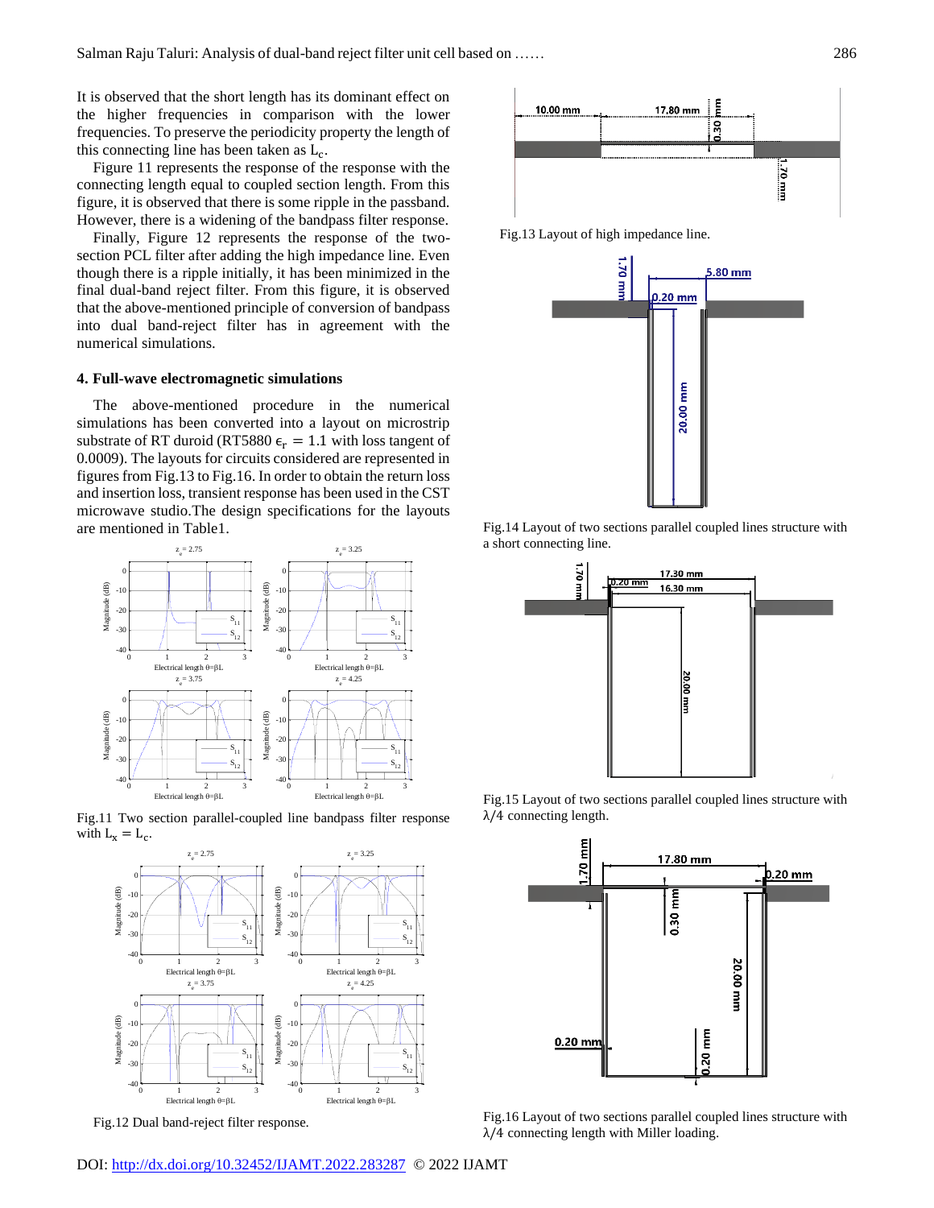It is observed that the short length has its dominant effect on the higher frequencies in comparison with the lower frequencies. To preserve the periodicity property the length of this connecting line has been taken as $L_c$.

Figure 11 represents the response of the response with the connecting length equal to coupled section length. From this figure, it is observed that there is some ripple in the passband. However, there is a widening of the bandpass filter response.

Finally, Figure 12 represents the response of the two-section PCL filter after adding the high impedance line. Even though there is a ripple initially, it has been minimized in the final dual-band reject filter. From this figure, it is observed that the above-mentioned principle of conversion of bandpass into dual band-reject filter has in agreement with the numerical simulations.

## 4. Full-wave electromagnetic simulations

The above-mentioned procedure in the numerical simulations has been converted into a layout on microstrip substrate of RT duroid (RT5880 $\epsilon_r = 1.1$ with loss tangent of 0.0009). The layouts for circuits considered are represented in figures from Fig.13 to Fig.16. In order to obtain the return loss and insertion loss, transient response has been used in the CST microwave studio.The design specifications for the layouts are mentioned in Table1.

Fig.11 Two section parallel-coupled line bandpass filter response with $L_x = L_c$.

Fig.12 Dual band-reject filter response.

Fig.13 Layout of high impedance line.

Fig.14 Layout of two sections parallel coupled lines structure with a short connecting line.

Fig.15 Layout of two sections parallel coupled lines structure with $\lambda/4$ connecting length.

Fig.16 Layout of two sections parallel coupled lines structure with $\lambda/4$ connecting length with Miller loading.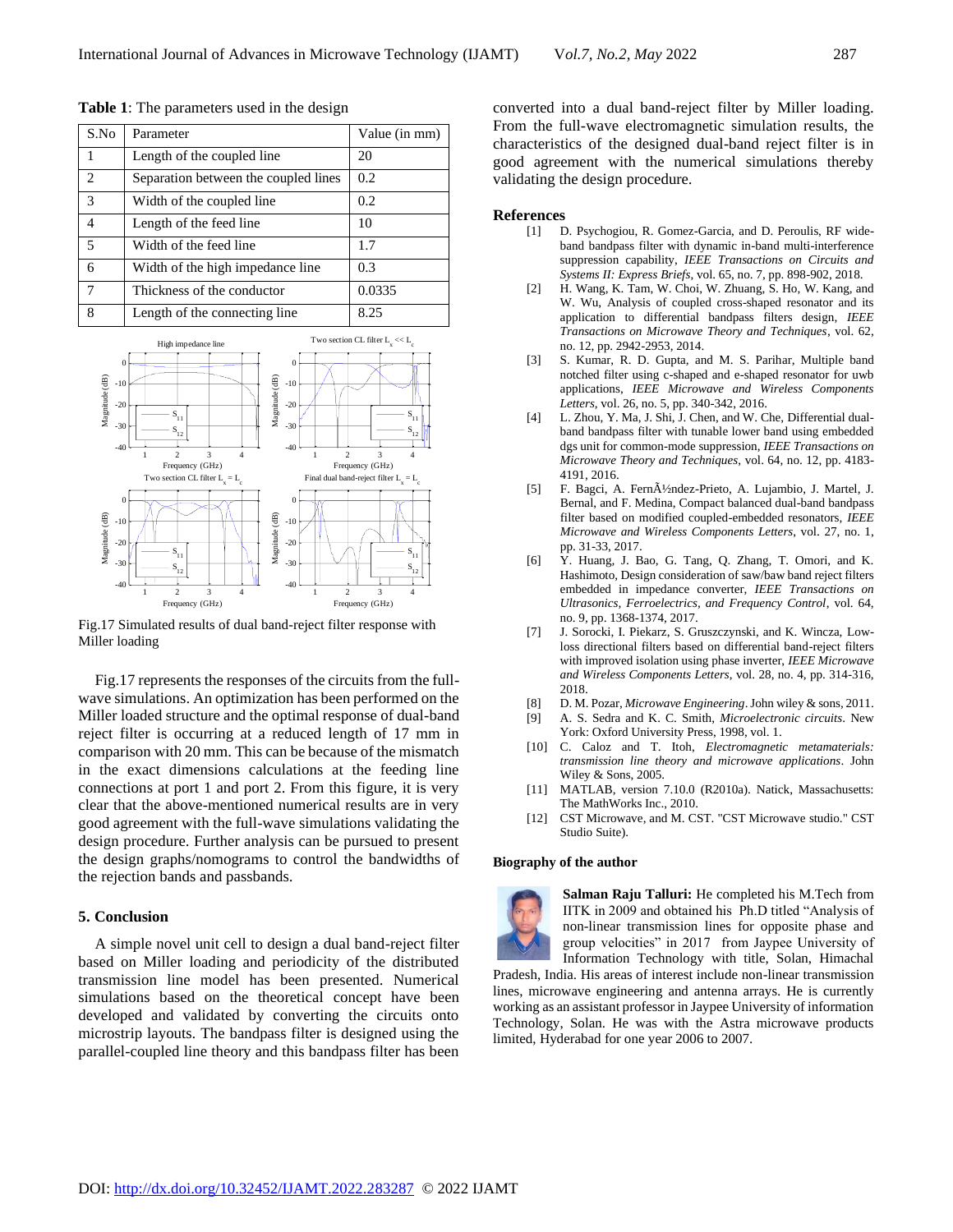**Table 1**: The parameters used in the design

| S.No | Parameter | Value (in mm) |
|---|---|---|
| 1 | Length of the coupled line | 20 |
| 2 | Separation between the coupled lines | 0.2 |
| 3 | Width of the coupled line | 0.2 |
| 4 | Length of the feed line | 10 |
| 5 | Width of the feed line | 1.7 |
| 6 | Width of the high impedance line | 0.3 |
| 7 | Thickness of the conductor | 0.0335 |
| 8 | Length of the connecting line | 8.25 |

High impedance line

Two section CL filter $L_x << L_c$

Two section CL filter $L_x = L_c$

Final dual band-reject filter $L_x = L_c$

Magnitude (dB)

Frequency (GHz)

$S_{11}$

$S_{12}$

Fig.17 Simulated results of dual band-reject filter response with Miller loading

Fig.17 represents the responses of the circuits from the full-wave simulations. An optimization has been performed on the Miller loaded structure and the optimal response of dual-band reject filter is occurring at a reduced length of 17 mm in comparison with 20 mm. This can be because of the mismatch in the exact dimensions calculations at the feeding line connections at port 1 and port 2. From this figure, it is very clear that the above-mentioned numerical results are in very good agreement with the full-wave simulations validating the design procedure. Further analysis can be pursued to present the design graphs/nomograms to control the bandwidths of the rejection bands and passbands.

## 5. Conclusion

A simple novel unit cell to design a dual band-reject filter based on Miller loading and periodicity of the distributed transmission line model has been presented. Numerical simulations based on the theoretical concept have been developed and validated by converting the circuits onto microstrip layouts. The bandpass filter is designed using the parallel-coupled line theory and this bandpass filter has been converted into a dual band-reject filter by Miller loading. From the full-wave electromagnetic simulation results, the characteristics of the designed dual-band reject filter is in good agreement with the numerical simulations thereby validating the design procedure.

## References

[1] D. Psychogiou, R. Gomez-Garcia, and D. Peroulis, RF wide-band bandpass filter with dynamic in-band multi-interference suppression capability, *IEEE Transactions on Circuits and Systems II: Express Briefs*, vol. 65, no. 7, pp. 898-902, 2018.

[2] H. Wang, K. Tam, W. Choi, W. Zhuang, S. Ho, W. Kang, and W. Wu, Analysis of coupled cross-shaped resonator and its application to differential bandpass filters design, *IEEE Transactions on Microwave Theory and Techniques*, vol. 62, no. 12, pp. 2942-2953, 2014.

[3] S. Kumar, R. D. Gupta, and M. S. Parihar, Multiple band notched filter using c-shaped and e-shaped resonator for uwb applications, *IEEE Microwave and Wireless Components Letters*, vol. 26, no. 5, pp. 340-342, 2016.

[4] L. Zhou, Y. Ma, J. Shi, J. Chen, and W. Che, Differential dual-band bandpass filter with tunable lower band using embedded dgs unit for common-mode suppression, *IEEE Transactions on Microwave Theory and Techniques*, vol. 64, no. 12, pp. 4183-4191, 2016.

[5] F. Bagci, A. FernÃ½ndez-Prieto, A. Lujambio, J. Martel, J. Bernal, and F. Medina, Compact balanced dual-band bandpass filter based on modified coupled-embedded resonators, *IEEE Microwave and Wireless Components Letters*, vol. 27, no. 1, pp. 31-33, 2017.

[6] Y. Huang, J. Bao, G. Tang, Q. Zhang, T. Omori, and K. Hashimoto, Design consideration of saw/baw band reject filters embedded in impedance converter, *IEEE Transactions on Ultrasonics, Ferroelectrics, and Frequency Control*, vol. 64, no. 9, pp. 1368-1374, 2017.

[7] J. Sorocki, I. Piekarz, S. Gruszczynski, and K. Wincza, Low-loss directional filters based on differential band-reject filters with improved isolation using phase inverter, *IEEE Microwave and Wireless Components Letters*, vol. 28, no. 4, pp. 314-316, 2018.

[8] D. M. Pozar, *Microwave Engineering*. John wiley & sons, 2011.

[9] A. S. Sedra and K. C. Smith, *Microelectronic circuits*. New York: Oxford University Press, 1998, vol. 1.

[10] C. Caloz and T. Itoh, *Electromagnetic metamaterials: transmission line theory and microwave applications*. John Wiley & Sons, 2005.

[11] MATLAB, version 7.10.0 (R2010a). Natick, Massachusetts: The MathWorks Inc., 2010.

[12] CST Microwave, and M. CST. "CST Microwave studio." CST Studio Suite).

### Biography of the author

**Salman Raju Talluri:** He completed his M.Tech from IITK in 2009 and obtained his Ph.D titled "Analysis of non-linear transmission lines for opposite phase and group velocities" in 2017 from Jaypee University of Information Technology with title, Solan, Himachal Pradesh, India. His areas of interest include non-linear transmission lines, microwave engineering and antenna arrays. He is currently working as an assistant professor in Jaypee University of information Technology, Solan. He was with the Astra microwave products limited, Hyderabad for one year 2006 to 2007.

DOI: http://dx.doi.org/10.32452/IJAMT.2022.283287 © 2022 IJAMT